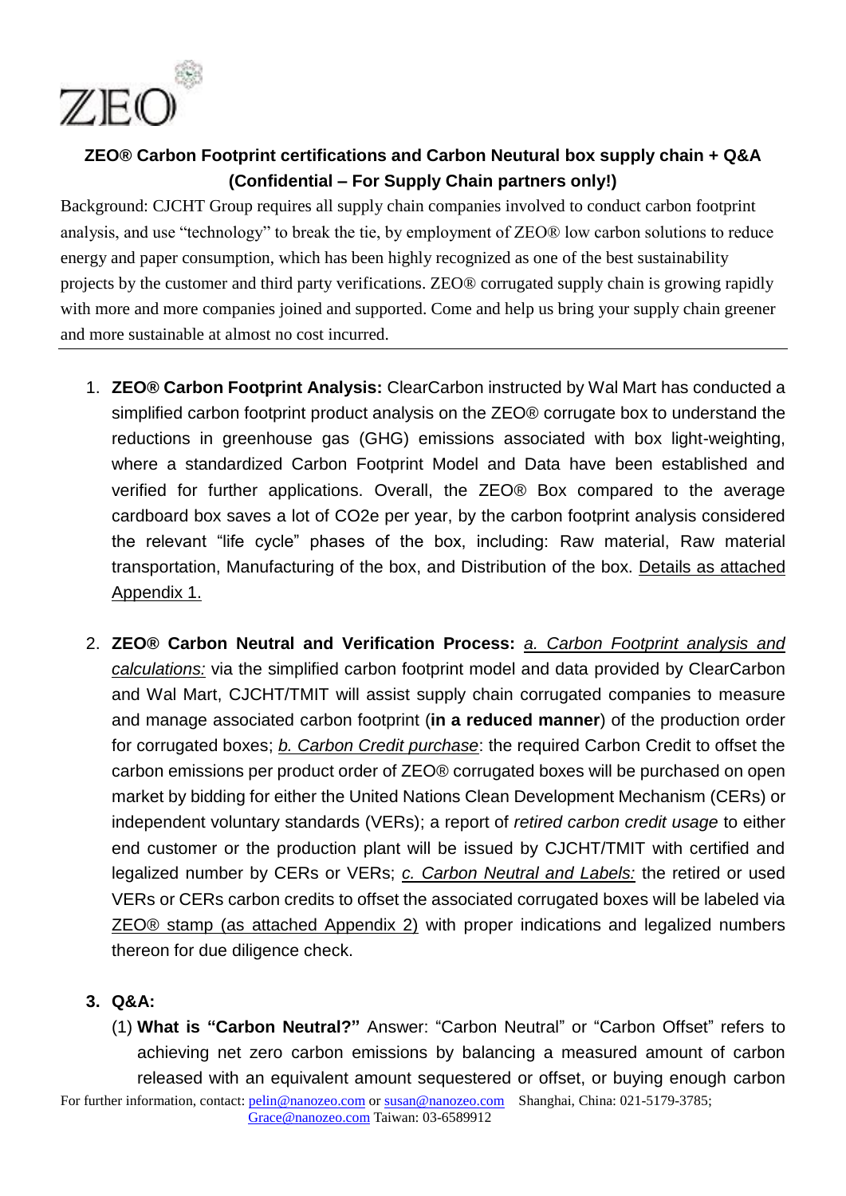ZEO

**ZEO® Carbon Footprint certifications and Carbon Neutural box supply chain + Q&A (Confidential – For Supply Chain partners only!)**

Background: CJCHT Group requires all supply chain companies involved to conduct carbon footprint analysis, and use "technology" to break the tie, by employment of ZEO® low carbon solutions to reduce energy and paper consumption, which has been highly recognized as one of the best sustainability projects by the customer and third party verifications. ZEO® corrugated supply chain is growing rapidly with more and more companies joined and supported. Come and help us bring your supply chain greener and more sustainable at almost no cost incurred.

---

1. **ZEO® Carbon Footprint Analysis:** ClearCarbon instructed by Wal Mart has conducted a simplified carbon footprint product analysis on the ZEO® corrugate box to understand the reductions in greenhouse gas (GHG) emissions associated with box light-weighting, where a standardized Carbon Footprint Model and Data have been established and verified for further applications. Overall, the ZEO® Box compared to the average cardboard box saves a lot of CO2e per year, by the carbon footprint analysis considered the relevant "life cycle" phases of the box, including: Raw material, Raw material transportation, Manufacturing of the box, and Distribution of the box. Details as attached Appendix 1.

2. **ZEO® Carbon Neutral and Verification Process:** *a. Carbon Footprint analysis and calculations:* via the simplified carbon footprint model and data provided by ClearCarbon and Wal Mart, CJCHT/TMIT will assist supply chain corrugated companies to measure and manage associated carbon footprint (**in a reduced manner**) of the production order for corrugated boxes; *b. Carbon Credit purchase*: the required Carbon Credit to offset the carbon emissions per product order of ZEO® corrugated boxes will be purchased on open market by bidding for either the United Nations Clean Development Mechanism (CERs) or independent voluntary standards (VERs); a report of *retired carbon credit usage* to either end customer or the production plant will be issued by CJCHT/TMIT with certified and legalized number by CERs or VERs; *c. Carbon Neutral and Labels:* the retired or used VERs or CERs carbon credits to offset the associated corrugated boxes will be labeled via ZEO® stamp (as attached Appendix 2) with proper indications and legalized numbers thereon for due diligence check.

3. **Q&A:**

   (1) **What is "Carbon Neutral?"** Answer: "Carbon Neutral" or "Carbon Offset" refers to achieving net zero carbon emissions by balancing a measured amount of carbon released with an equivalent amount sequestered or offset, or buying enough carbon

For further information, contact: pelin@nanozeo.com or susan@nanozeo.com Shanghai, China: 021-5179-3785; Grace@nanozeo.com Taiwan: 03-6589912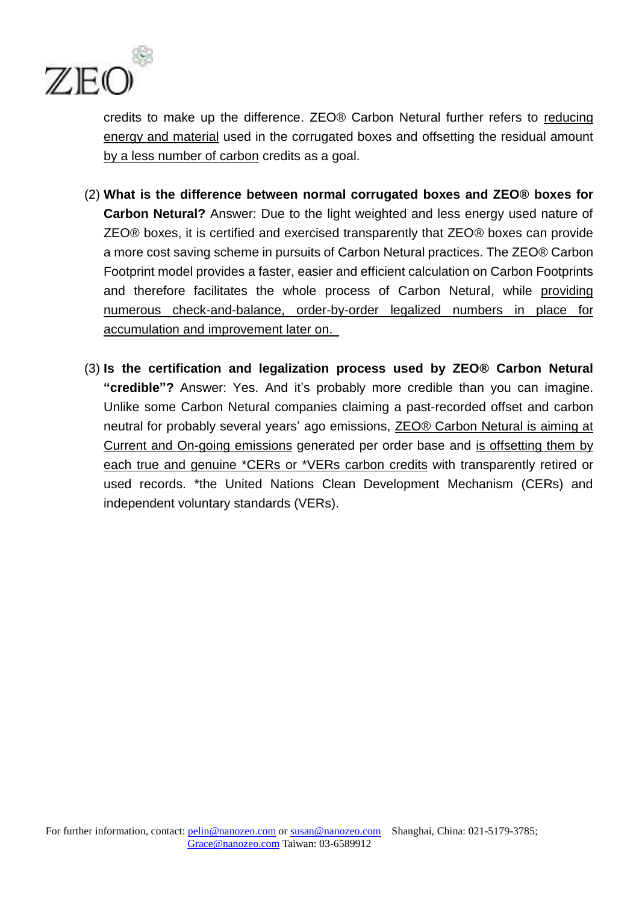credits to make up the difference. ZEO® Carbon Netural further refers to reducing energy and material used in the corrugated boxes and offsetting the residual amount by a less number of carbon credits as a goal.

(2) **What is the difference between normal corrugated boxes and ZEO® boxes for Carbon Netural?** Answer: Due to the light weighted and less energy used nature of ZEO® boxes, it is certified and exercised transparently that ZEO® boxes can provide a more cost saving scheme in pursuits of Carbon Netural practices. The ZEO® Carbon Footprint model provides a faster, easier and efficient calculation on Carbon Footprints and therefore facilitates the whole process of Carbon Netural, while providing numerous check-and-balance, order-by-order legalized numbers in place for accumulation and improvement later on.

(3) **Is the certification and legalization process used by ZEO® Carbon Netural "credible"?** Answer: Yes. And it's probably more credible than you can imagine. Unlike some Carbon Netural companies claiming a past-recorded offset and carbon neutral for probably several years' ago emissions, ZEO® Carbon Netural is aiming at Current and On-going emissions generated per order base and is offsetting them by each true and genuine *CERs or *VERs carbon credits with transparently retired or used records. *the United Nations Clean Development Mechanism (CERs) and independent voluntary standards (VERs).

For further information, contact: pelin@nanozeo.com or susan@nanozeo.com Shanghai, China: 021-5179-3785; Grace@nanozeo.com Taiwan: 03-6589912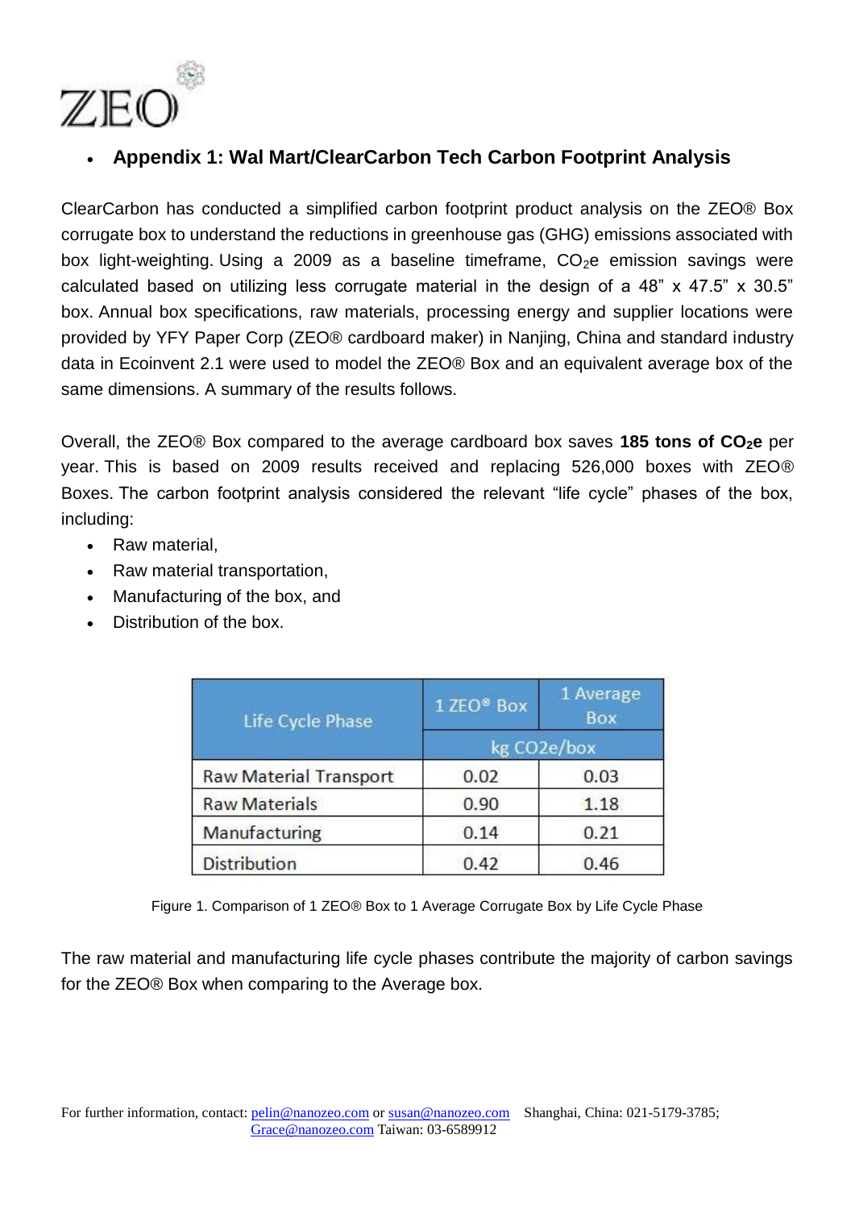ZEO

- **Appendix 1: Wal Mart/ClearCarbon Tech Carbon Footprint Analysis**

ClearCarbon has conducted a simplified carbon footprint product analysis on the ZEO® Box corrugate box to understand the reductions in greenhouse gas (GHG) emissions associated with box light-weighting. Using a 2009 as a baseline timeframe, $CO_2e$ emission savings were calculated based on utilizing less corrugate material in the design of a 48" x 47.5" x 30.5" box. Annual box specifications, raw materials, processing energy and supplier locations were provided by YFY Paper Corp (ZEO® cardboard maker) in Nanjing, China and standard industry data in Ecoinvent 2.1 were used to model the ZEO® Box and an equivalent average box of the same dimensions. A summary of the results follows.

Overall, the ZEO® Box compared to the average cardboard box saves **185 tons of $CO_2e$** per year. This is based on 2009 results received and replacing 526,000 boxes with ZEO® Boxes. The carbon footprint analysis considered the relevant "life cycle" phases of the box, including:

- Raw material,
- Raw material transportation,
- Manufacturing of the box, and
- Distribution of the box.

| Life Cycle Phase | 1 ZEO® Box | 1 Average Box |
|---|---|---|
| | kg CO2e/box | |
| Raw Material Transport | 0.02 | 0.03 |
| Raw Materials | 0.90 | 1.18 |
| Manufacturing | 0.14 | 0.21 |
| Distribution | 0.42 | 0.46 |

Figure 1. Comparison of 1 ZEO® Box to 1 Average Corrugate Box by Life Cycle Phase

The raw material and manufacturing life cycle phases contribute the majority of carbon savings for the ZEO® Box when comparing to the Average box.

For further information, contact: pelin@nanozeo.com or susan@nanozeo.com Shanghai, China: 021-5179-3785; Grace@nanozeo.com Taiwan: 03-6589912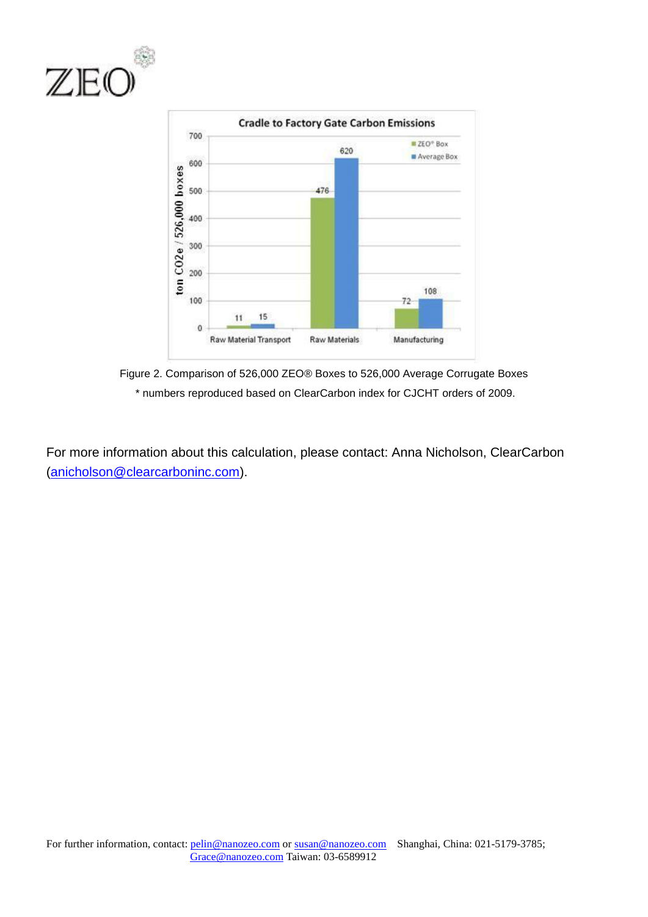Cradle to Factory Gate Carbon Emissions

| | ZEO® Box | Average Box |
|---|---|---|
| Raw Material Transport | 11 | 15 |
| Raw Materials | 476 | 620 |
| Manufacturing | 72 | 108 |

(ton CO2e / 526,000 boxes)

Figure 2. Comparison of 526,000 ZEO® Boxes to 526,000 Average Corrugate Boxes

* numbers reproduced based on ClearCarbon index for CJCHT orders of 2009.

For more information about this calculation, please contact: Anna Nicholson, ClearCarbon (anicholson@clearcarboninc.com).

For further information, contact: pelin@nanozeo.com or susan@nanozeo.com Shanghai, China: 021-5179-3785; Grace@nanozeo.com Taiwan: 03-6589912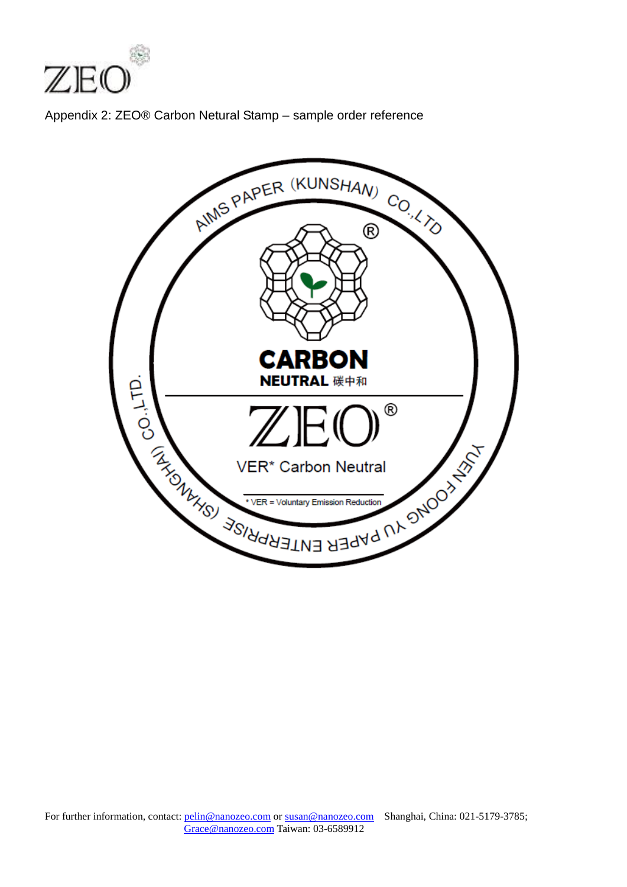Appendix 2: ZEO® Carbon Netural Stamp – sample order reference

AIMS PAPER (KUNSHAN) CO.,LTD

CARBON

NEUTRAL 碳中和

ZEO®

VER* Carbon Neutral

* VER = Voluntary Emission Reduction

YUEN FOONG YU PAPER ENTERPRISE (SHANGHAI) CO.,LTD.

For further information, contact: pelin@nanozeo.com or susan@nanozeo.com Shanghai, China: 021-5179-3785; Grace@nanozeo.com Taiwan: 03-6589912